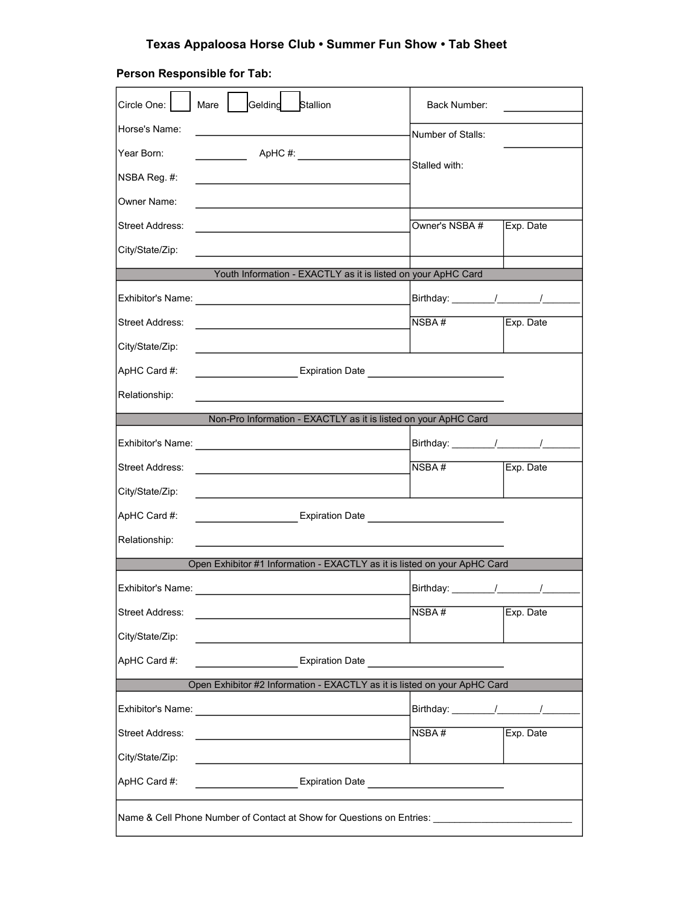# Texas Appaloosa Horse Club • Summer Fun Show • Tab Sheet

**Person Responsible for Tab:**

Circle One: ☐ Mare ☐ Gelding ☐ Stallion

Horse's Name: ______________________

Year Born: __________ ApHC #: ______________________

NSBA Reg. #: ______________________

Owner Name: ______________________

Street Address: ______________________

City/State/Zip: ______________________

Back Number: __________

Number of Stalls: __________

Stalled with:

| Owner's NSBA # | Exp. Date |
|---|---|
| | |

## Youth Information - EXACTLY as it is listed on your ApHC Card

Exhibitor's Name: ______________________ Birthday: ____/____/____

Street Address: ______________________

City/State/Zip: ______________________

| NSBA # | Exp. Date |
|---|---|
| | |

ApHC Card #: ______________ Expiration Date ______________

Relationship: ______________________

## Non-Pro Information - EXACTLY as it is listed on your ApHC Card

Exhibitor's Name: ______________________ Birthday: ____/____/____

Street Address: ______________________

City/State/Zip: ______________________

| NSBA # | Exp. Date |
|---|---|
| | |

ApHC Card #: ______________ Expiration Date ______________

Relationship: ______________________

## Open Exhibitor #1 Information - EXACTLY as it is listed on your ApHC Card

Exhibitor's Name: ______________________ Birthday: ____/____/____

Street Address: ______________________

City/State/Zip: ______________________

| NSBA # | Exp. Date |
|---|---|
| | |

ApHC Card #: ______________ Expiration Date ______________

## Open Exhibitor #2 Information - EXACTLY as it is listed on your ApHC Card

Exhibitor's Name: ______________________ Birthday: ____/____/____

Street Address: ______________________

City/State/Zip: ______________________

| NSBA # | Exp. Date |
|---|---|
| | |

ApHC Card #: ______________ Expiration Date ______________

Name & Cell Phone Number of Contact at Show for Questions on Entries: ______________________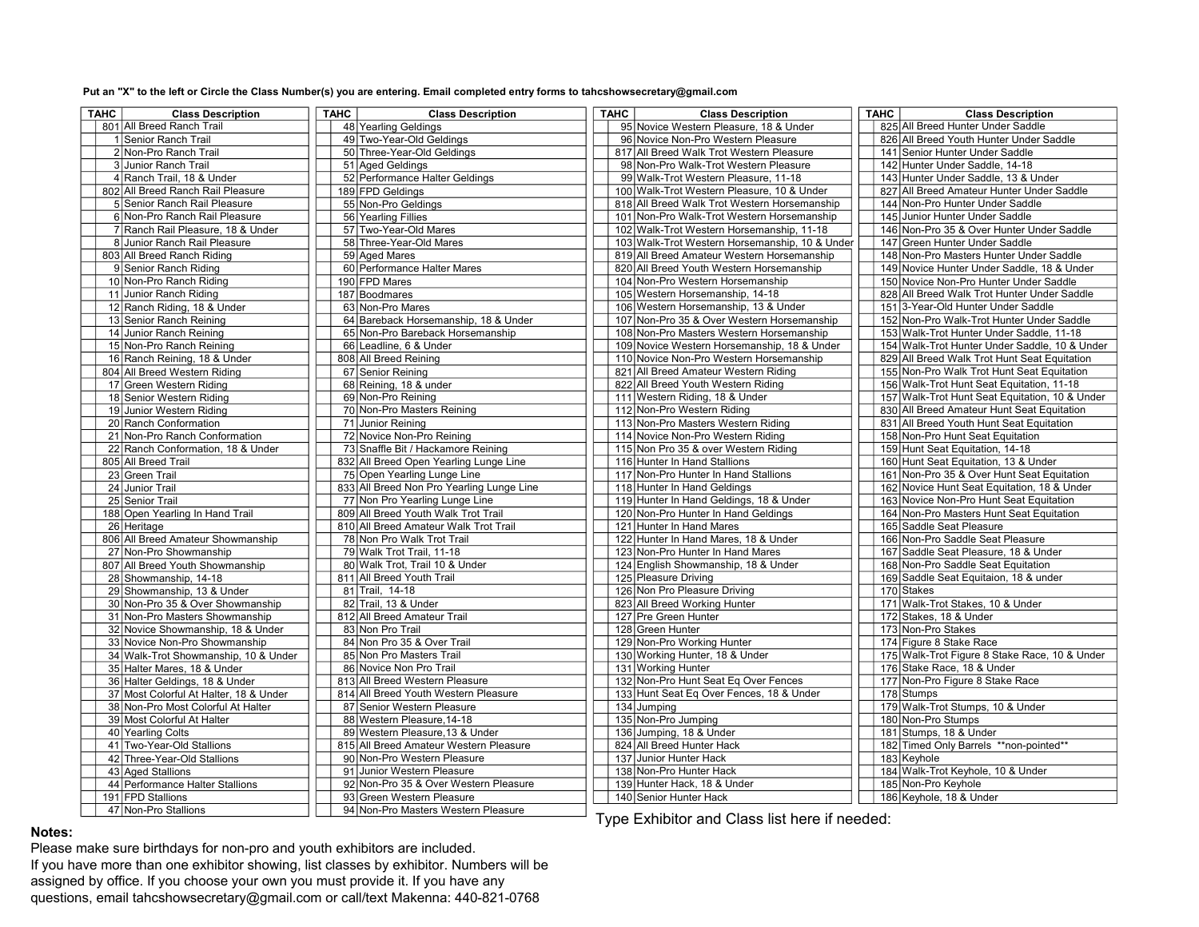**Put an "X" to the left or Circle the Class Number(s) you are entering. Email completed entry forms to tahcshowsecretary@gmail.com**

| TAHC | Class Description |
|---|---|
| 801 | All Breed Ranch Trail |
| 1 | Senior Ranch Trail |
| 2 | Non-Pro Ranch Trail |
| 3 | Junior Ranch Trail |
| 4 | Ranch Trail, 18 & Under |
| 802 | All Breed Ranch Rail Pleasure |
| 5 | Senior Ranch Rail Pleasure |
| 6 | Non-Pro Ranch Rail Pleasure |
| 7 | Ranch Rail Pleasure, 18 & Under |
| 8 | Junior Ranch Rail Pleasure |
| 803 | All Breed Ranch Riding |
| 9 | Senior Ranch Riding |
| 10 | Non-Pro Ranch Riding |
| 11 | Junior Ranch Riding |
| 12 | Ranch Riding, 18 & Under |
| 13 | Senior Ranch Reining |
| 14 | Junior Ranch Reining |
| 15 | Non-Pro Ranch Reining |
| 16 | Ranch Reining, 18 & Under |
| 804 | All Breed Western Riding |
| 17 | Green Western Riding |
| 18 | Senior Western Riding |
| 19 | Junior Western Riding |
| 20 | Ranch Conformation |
| 21 | Non-Pro Ranch Conformation |
| 22 | Ranch Conformation, 18 & Under |
| 805 | All Breed Trail |
| 23 | Green Trail |
| 24 | Junior Trail |
| 25 | Senior Trail |
| 188 | Open Yearling In Hand Trail |
| 26 | Heritage |
| 806 | All Breed Amateur Showmanship |
| 27 | Non-Pro Showmanship |
| 807 | All Breed Youth Showmanship |
| 28 | Showmanship, 14-18 |
| 29 | Showmanship, 13 & Under |
| 30 | Non-Pro 35 & Over Showmanship |
| 31 | Non-Pro Masters Showmanship |
| 32 | Novice Showmanship, 18 & Under |
| 33 | Novice Non-Pro Showmanship |
| 34 | Walk-Trot Showmanship, 10 & Under |
| 35 | Halter Mares, 18 & Under |
| 36 | Halter Geldings, 18 & Under |
| 37 | Most Colorful At Halter, 18 & Under |
| 38 | Non-Pro Most Colorful At Halter |
| 39 | Most Colorful At Halter |
| 40 | Yearling Colts |
| 41 | Two-Year-Old Stallions |
| 42 | Three-Year-Old Stallions |
| 43 | Aged Stallions |
| 44 | Performance Halter Stallions |
| 191 | FPD Stallions |
| 47 | Non-Pro Stallions |

| TAHC | Class Description |
|---|---|
| 48 | Yearling Geldings |
| 49 | Two-Year-Old Geldings |
| 50 | Three-Year-Old Geldings |
| 51 | Aged Geldings |
| 52 | Performance Halter Geldings |
| 189 | FPD Geldings |
| 55 | Non-Pro Geldings |
| 56 | Yearling Fillies |
| 57 | Two-Year-Old Mares |
| 58 | Three-Year-Old Mares |
| 59 | Aged Mares |
| 60 | Performance Halter Mares |
| 190 | FPD Mares |
| 187 | Boodmares |
| 63 | Non-Pro Mares |
| 64 | Bareback Horsemanship, 18 & Under |
| 65 | Non-Pro Bareback Horsemanship |
| 66 | Leadline, 6 & Under |
| 808 | All Breed Reining |
| 67 | Senior Reining |
| 68 | Reining, 18 & under |
| 69 | Non-Pro Reining |
| 70 | Non-Pro Masters Reining |
| 71 | Junior Reining |
| 72 | Novice Non-Pro Reining |
| 73 | Snaffle Bit / Hackamore Reining |
| 832 | All Breed Open Yearling Lunge Line |
| 75 | Open Yearling Lunge Line |
| 833 | All Breed Non Pro Yearling Lunge Line |
| 77 | Non Pro Yearling Lunge Line |
| 809 | All Breed Youth Walk Trot Trail |
| 810 | All Breed Amateur Walk Trot Trail |
| 78 | Non Pro Walk Trot Trail |
| 79 | Walk Trot Trail, 11-18 |
| 80 | Walk Trot, Trail 10 & Under |
| 811 | All Breed Youth Trail |
| 81 | Trail, 14-18 |
| 82 | Trail, 13 & Under |
| 812 | All Breed Amateur Trail |
| 83 | Non Pro Trail |
| 84 | Non Pro 35 & Over Trail |
| 85 | Non Pro Masters Trail |
| 86 | Novice Non Pro Trail |
| 813 | All Breed Western Pleasure |
| 814 | All Breed Youth Western Pleasure |
| 87 | Senior Western Pleasure |
| 88 | Western Pleasure,14-18 |
| 89 | Western Pleasure,13 & Under |
| 815 | All Breed Amateur Western Pleasure |
| 90 | Non-Pro Western Pleasure |
| 91 | Junior Western Pleasure |
| 92 | Non-Pro 35 & Over Western Pleasure |
| 93 | Green Western Pleasure |
| 94 | Non-Pro Masters Western Pleasure |

| TAHC | Class Description |
|---|---|
| 95 | Novice Western Pleasure, 18 & Under |
| 96 | Novice Non-Pro Western Pleasure |
| 817 | All Breed Walk Trot Western Pleasure |
| 98 | Non-Pro Walk-Trot Western Pleasure |
| 99 | Walk-Trot Western Pleasure, 11-18 |
| 100 | Walk-Trot Western Pleasure, 10 & Under |
| 818 | All Breed Walk Trot Western Horsemanship |
| 101 | Non-Pro Walk-Trot Western Horsemanship |
| 102 | Walk-Trot Western Horsemanship, 11-18 |
| 103 | Walk-Trot Western Horsemanship, 10 & Under |
| 819 | All Breed Amateur Western Horsemanship |
| 820 | All Breed Youth Western Horsemanship |
| 104 | Non-Pro Western Horsemanship |
| 105 | Western Horsemanship, 14-18 |
| 106 | Western Horsemanship, 13 & Under |
| 107 | Non-Pro 35 & Over Western Horsemanship |
| 108 | Non-Pro Masters Western Horsemanship |
| 109 | Novice Western Horsemanship, 18 & Under |
| 110 | Novice Non-Pro Western Horsemanship |
| 821 | All Breed Amateur Western Riding |
| 822 | All Breed Youth Western Riding |
| 111 | Western Riding, 18 & Under |
| 112 | Non-Pro Western Riding |
| 113 | Non-Pro Masters Western Riding |
| 114 | Novice Non-Pro Western Riding |
| 115 | Non Pro 35 & over Western Riding |
| 116 | Hunter In Hand Stallions |
| 117 | Non-Pro Hunter In Hand Stallions |
| 118 | Hunter In Hand Geldings |
| 119 | Hunter In Hand Geldings, 18 & Under |
| 120 | Non-Pro Hunter In Hand Geldings |
| 121 | Hunter In Hand Mares |
| 122 | Hunter In Hand Mares, 18 & Under |
| 123 | Non-Pro Hunter In Hand Mares |
| 124 | English Showmanship, 18 & Under |
| 125 | Pleasure Driving |
| 126 | Non Pro Pleasure Driving |
| 823 | All Breed Working Hunter |
| 127 | Pre Green Hunter |
| 128 | Green Hunter |
| 129 | Non-Pro Working Hunter |
| 130 | Working Hunter, 18 & Under |
| 131 | Working Hunter |
| 132 | Non-Pro Hunt Seat Eq Over Fences |
| 133 | Hunt Seat Eq Over Fences, 18 & Under |
| 134 | Jumping |
| 135 | Non-Pro Jumping |
| 136 | Jumping, 18 & Under |
| 824 | All Breed Hunter Hack |
| 137 | Junior Hunter Hack |
| 138 | Non-Pro Hunter Hack |
| 139 | Hunter Hack, 18 & Under |
| 140 | Senior Hunter Hack |

| TAHC | Class Description |
|---|---|
| 825 | All Breed Hunter Under Saddle |
| 826 | All Breed Youth Hunter Under Saddle |
| 141 | Senior Hunter Under Saddle |
| 142 | Hunter Under Saddle, 14-18 |
| 143 | Hunter Under Saddle, 13 & Under |
| 827 | All Breed Amateur Hunter Under Saddle |
| 144 | Non-Pro Hunter Under Saddle |
| 145 | Junior Hunter Under Saddle |
| 146 | Non-Pro 35 & Over Hunter Under Saddle |
| 147 | Green Hunter Under Saddle |
| 148 | Non-Pro Masters Hunter Under Saddle |
| 149 | Novice Hunter Under Saddle, 18 & Under |
| 150 | Novice Non-Pro Hunter Under Saddle |
| 828 | All Breed Walk Trot Hunter Under Saddle |
| 151 | 3-Year-Old Hunter Under Saddle |
| 152 | Non-Pro Walk-Trot Hunter Under Saddle |
| 153 | Walk-Trot Hunter Under Saddle, 11-18 |
| 154 | Walk-Trot Hunter Under Saddle, 10 & Under |
| 829 | All Breed Walk Trot Hunt Seat Equitation |
| 155 | Non-Pro Walk Trot Hunt Seat Equitation |
| 156 | Walk-Trot Hunt Seat Equitation, 11-18 |
| 157 | Walk-Trot Hunt Seat Equitation, 10 & Under |
| 830 | All Breed Amateur Hunt Seat Equitation |
| 831 | All Breed Youth Hunt Seat Equitation |
| 158 | Non-Pro Hunt Seat Equitation |
| 159 | Hunt Seat Equitation, 14-18 |
| 160 | Hunt Seat Equitation, 13 & Under |
| 161 | Non-Pro 35 & Over Hunt Seat Equitation |
| 162 | Novice Hunt Seat Equitation, 18 & Under |
| 163 | Novice Non-Pro Hunt Seat Equitation |
| 164 | Non-Pro Masters Hunt Seat Equitation |
| 165 | Saddle Seat Pleasure |
| 166 | Non-Pro Saddle Seat Pleasure |
| 167 | Saddle Seat Pleasure, 18 & Under |
| 168 | Non-Pro Saddle Seat Equitation |
| 169 | Saddle Seat Equitaion, 18 & under |
| 170 | Stakes |
| 171 | Walk-Trot Stakes, 10 & Under |
| 172 | Stakes, 18 & Under |
| 173 | Non-Pro Stakes |
| 174 | Figure 8 Stake Race |
| 175 | Walk-Trot Figure 8 Stake Race, 10 & Under |
| 176 | Stake Race, 18 & Under |
| 177 | Non-Pro Figure 8 Stake Race |
| 178 | Stumps |
| 179 | Walk-Trot Stumps, 10 & Under |
| 180 | Non-Pro Stumps |
| 181 | Stumps, 18 & Under |
| 182 | Timed Only Barrels **non-pointed** |
| 183 | Keyhole |
| 184 | Walk-Trot Keyhole, 10 & Under |
| 185 | Non-Pro Keyhole |
| 186 | Keyhole, 18 & Under |

Type Exhibitor and Class list here if needed:

**Notes:**

Please make sure birthdays for non-pro and youth exhibitors are included.

If you have more than one exhibitor showing, list classes by exhibitor. Numbers will be assigned by office. If you choose your own you must provide it. If you have any questions, email tahcshowsecretary@gmail.com or call/text Makenna: 440-821-0768